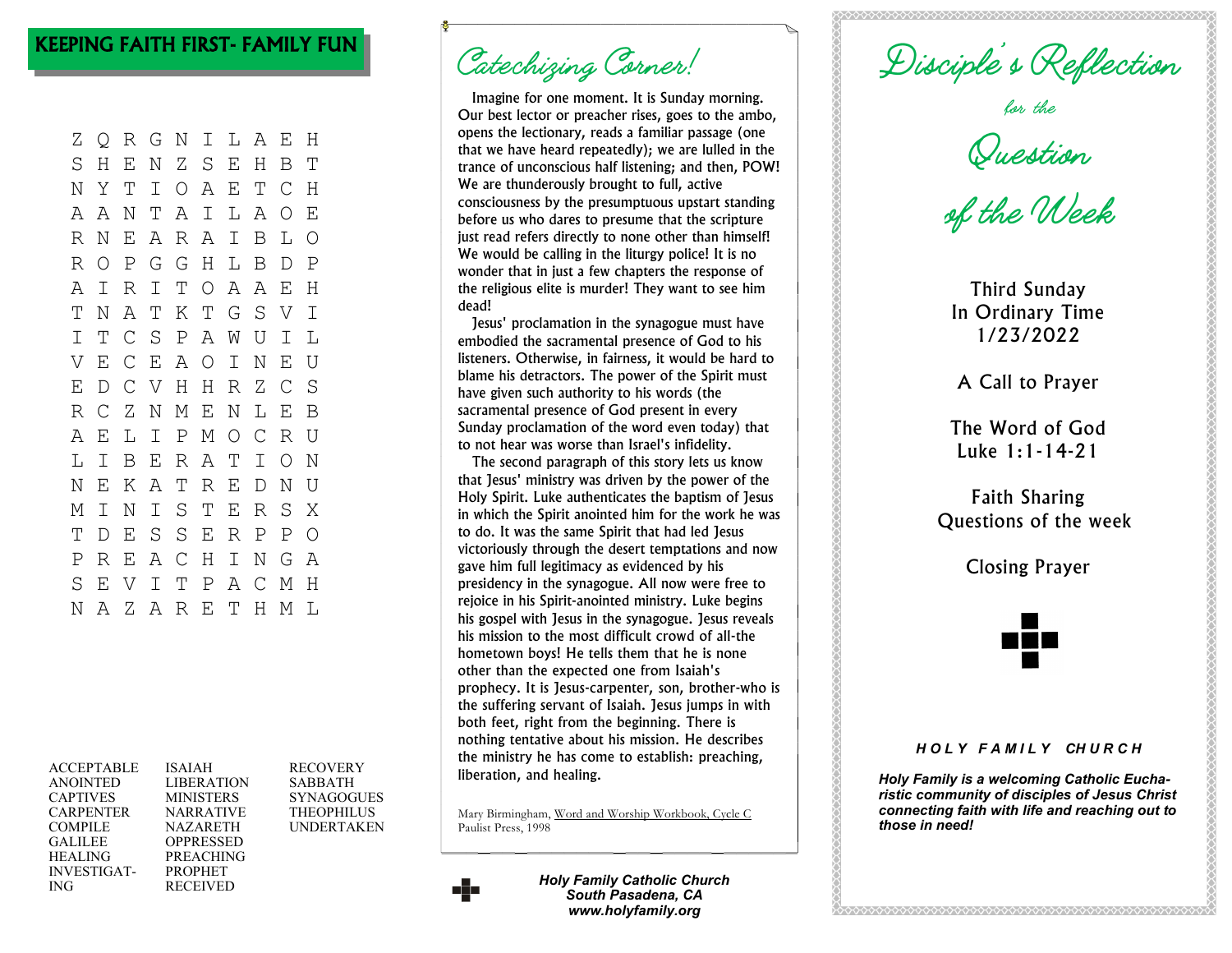## KEEPING FAITH FIRST- FAMILY FUN

```
Z Q R G N I L A E H
S H E N Z S E H B T
N Y T I O A E T C H
A A N T A I L A O E
R N E A R A I B L O
R O P G G H L B D P
A I R I T O A A E H
T N A T K T G S V I
I T C S P A W U I L
V E C E A O I N E U
E D C V H H R Z C S
R C Z N M E N L E B
A E L I P M O C R U
L I B E R A T I O N
N E K A T R E D N U
M I N I S T E R S X
T D E S S E R P P O
P R E A C H I N G A
S E V I T P A C M H
N A Z A R E T H M L
```

ACCEPTABLE
ANOINTED
CAPTIVES
CARPENTER
COMPILE
GALILEE
HEALING
INVESTIGAT-ING
ISAIAH
LIBERATION
MINISTERS
NARRATIVE
NAZARETH
OPPRESSED
PREACHING
PROPHET
RECEIVED
RECOVERY
SABBATH
SYNAGOGUES
THEOPHILUS
UNDERTAKEN

## Catechizing Corner!

Imagine for one moment. It is Sunday morning. Our best lector or preacher rises, goes to the ambo, opens the lectionary, reads a familiar passage (one that we have heard repeatedly); we are lulled in the trance of unconscious half listening; and then, POW! We are thunderously brought to full, active consciousness by the presumptuous upstart standing before us who dares to presume that the scripture just read refers directly to none other than himself! We would be calling in the liturgy police! It is no wonder that in just a few chapters the response of the religious elite is murder! They want to see him dead!

Jesus' proclamation in the synagogue must have embodied the sacramental presence of God to his listeners. Otherwise, in fairness, it would be hard to blame his detractors. The power of the Spirit must have given such authority to his words (the sacramental presence of God present in every Sunday proclamation of the word even today) that to not hear was worse than Israel's infidelity.

The second paragraph of this story lets us know that Jesus' ministry was driven by the power of the Holy Spirit. Luke authenticates the baptism of Jesus in which the Spirit anointed him for the work he was to do. It was the same Spirit that had led Jesus victoriously through the desert temptations and now gave him full legitimacy as evidenced by his presidency in the synagogue. All now were free to rejoice in his Spirit-anointed ministry. Luke begins his gospel with Jesus in the synagogue. Jesus reveals his mission to the most difficult crowd of all-the hometown boys! He tells them that he is none other than the expected one from Isaiah's prophecy. It is Jesus-carpenter, son, brother-who is the suffering servant of Isaiah. Jesus jumps in with both feet, right from the beginning. There is nothing tentative about his mission. He describes the ministry he has come to establish: preaching, liberation, and healing.

Mary Birmingham, Word and Worship Workbook, Cycle C
Paulist Press, 1998

*Holy Family Catholic Church*
*South Pasadena, CA*
*www.holyfamily.org*

# Disciple's Reflection

*for the*

# Question of the Week

Third Sunday
In Ordinary Time
1/23/2022

A Call to Prayer

The Word of God
Luke 1:1-14-21

Faith Sharing
Questions of the week

Closing Prayer

***HOLY FAMILY CHURCH***

***Holy Family is a welcoming Catholic Eucharistic community of disciples of Jesus Christ connecting faith with life and reaching out to those in need!***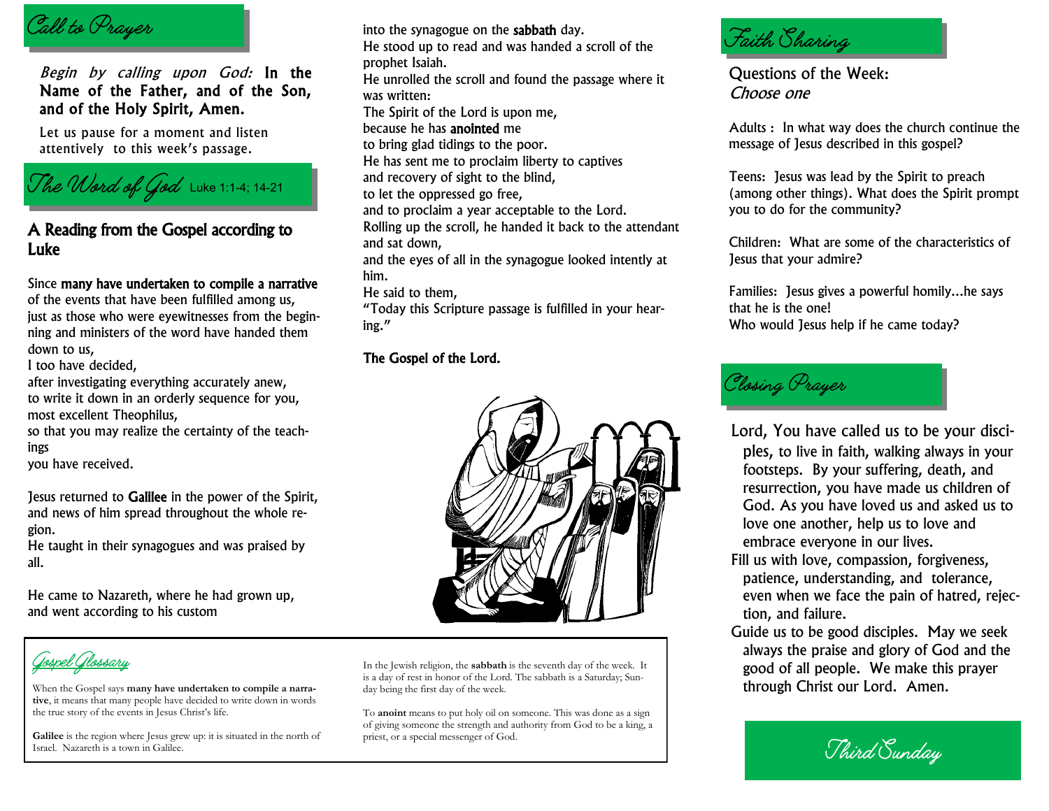## Call to Prayer

*Begin by calling upon God:* **In the Name of the Father, and of the Son, and of the Holy Spirit, Amen.**

Let us pause for a moment and listen attentively to this week's passage.

## The Word of God Luke 1:1-4; 14-21

### A Reading from the Gospel according to Luke

Since **many have undertaken to compile a narrative** of the events that have been fulfilled among us,
just as those who were eyewitnesses from the beginning and ministers of the word have handed them down to us,
I too have decided,
after investigating everything accurately anew,
to write it down in an orderly sequence for you,
most excellent Theophilus,
so that you may realize the certainty of the teachings
you have received.

Jesus returned to **Galilee** in the power of the Spirit,
and news of him spread throughout the whole region.
He taught in their synagogues and was praised by all.

He came to Nazareth, where he had grown up,
and went according to his custom
into the synagogue on the **sabbath** day.
He stood up to read and was handed a scroll of the prophet Isaiah.
He unrolled the scroll and found the passage where it was written:
The Spirit of the Lord is upon me,
because he has **anointed** me
to bring glad tidings to the poor.
He has sent me to proclaim liberty to captives
and recovery of sight to the blind,
to let the oppressed go free,
and to proclaim a year acceptable to the Lord.
Rolling up the scroll, he handed it back to the attendant and sat down,
and the eyes of all in the synagogue looked intently at him.
He said to them,
"Today this Scripture passage is fulfilled in your hearing."

**The Gospel of the Lord.**

## Gospel Glossary

When the Gospel says **many have undertaken to compile a narrative**, it means that many people have decided to write down in words the true story of the events in Jesus Christ's life.

**Galilee** is the region where Jesus grew up: it is situated in the north of Israel. Nazareth is a town in Galilee.

In the Jewish religion, the **sabbath** is the seventh day of the week. It is a day of rest in honor of the Lord. The sabbath is a Saturday; Sunday being the first day of the week.

To **anoint** means to put holy oil on someone. This was done as a sign of giving someone the strength and authority from God to be a king, a priest, or a special messenger of God.

## Faith Sharing

Questions of the Week:
*Choose one*

Adults : In what way does the church continue the message of Jesus described in this gospel?

Teens: Jesus was lead by the Spirit to preach (among other things). What does the Spirit prompt you to do for the community?

Children: What are some of the characteristics of Jesus that your admire?

Families: Jesus gives a powerful homily...he says that he is the one!
Who would Jesus help if he came today?

## Closing Prayer

Lord, You have called us to be your disciples, to live in faith, walking always in your footsteps. By your suffering, death, and resurrection, you have made us children of God. As you have loved us and asked us to love one another, help us to love and embrace everyone in our lives.

Fill us with love, compassion, forgiveness, patience, understanding, and tolerance, even when we face the pain of hatred, rejection, and failure.

Guide us to be good disciples. May we seek always the praise and glory of God and the good of all people. We make this prayer through Christ our Lord. Amen.

## Third Sunday